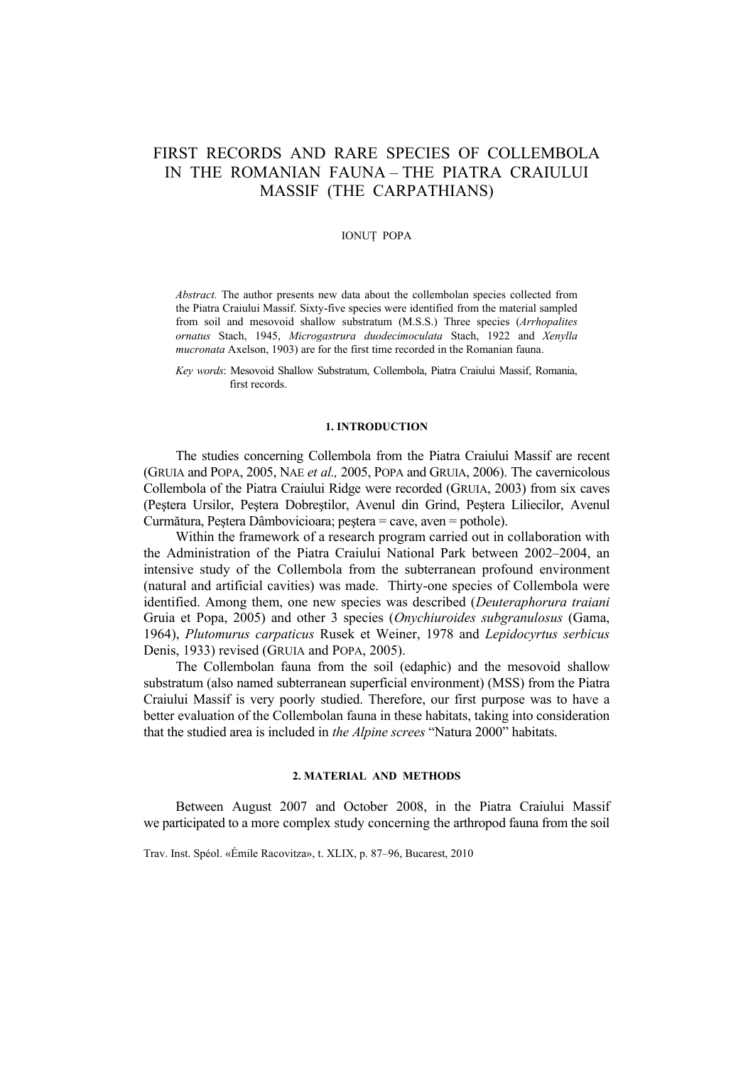# FIRST RECORDS AND RARE SPECIES OF COLLEMBOLA IN THE ROMANIAN FAUNA – THE PIATRA CRAIULUI MASSIF (THE CARPATHIANS)

IONUŢ POPA

*Abstract.* The author presents new data about the collembolan species collected from the Piatra Craiului Massif. Sixty-five species were identified from the material sampled from soil and mesovoid shallow substratum (M.S.S.) Three species (*Arrhopalites ornatus* Stach, 1945, *Microgastrura duodecimoculata* Stach, 1922 and *Xenylla mucronata* Axelson, 1903) are for the first time recorded in the Romanian fauna.

*Key words*: Mesovoid Shallow Substratum, Collembola, Piatra Craiului Massif, Romania, first records.

## 1. INTRODUCTION

The studies concerning Collembola from the Piatra Craiului Massif are recent (GRUIA and POPA, 2005, NAE *et al.,* 2005, POPA and GRUIA, 2006). The cavernicolous Collembola of the Piatra Craiului Ridge were recorded (GRUIA, 2003) from six caves (Peştera Ursilor, Peştera Dobreştilor, Avenul din Grind, Peştera Liliecilor, Avenul Curmătura, Peştera Dâmbovicioara; peştera = cave, aven = pothole).

Within the framework of a research program carried out in collaboration with the Administration of the Piatra Craiului National Park between 2002–2004, an intensive study of the Collembola from the subterranean profound environment (natural and artificial cavities) was made. Thirty-one species of Collembola were identified. Among them, one new species was described (*Deuteraphorura traiani* Gruia et Popa, 2005) and other 3 species (*Onychiuroides subgranulosus* (Gama, 1964), *Plutomurus carpaticus* Rusek et Weiner, 1978 and *Lepidocyrtus serbicus* Denis, 1933) revised (GRUIA and POPA, 2005).

The Collembolan fauna from the soil (edaphic) and the mesovoid shallow substratum (also named subterranean superficial environment) (MSS) from the Piatra Craiului Massif is very poorly studied. Therefore, our first purpose was to have a better evaluation of the Collembolan fauna in these habitats, taking into consideration that the studied area is included in *the Alpine screes* "Natura 2000" habitats.

## 2. MATERIAL AND METHODS

Between August 2007 and October 2008, in the Piatra Craiului Massif we participated to a more complex study concerning the arthropod fauna from the soil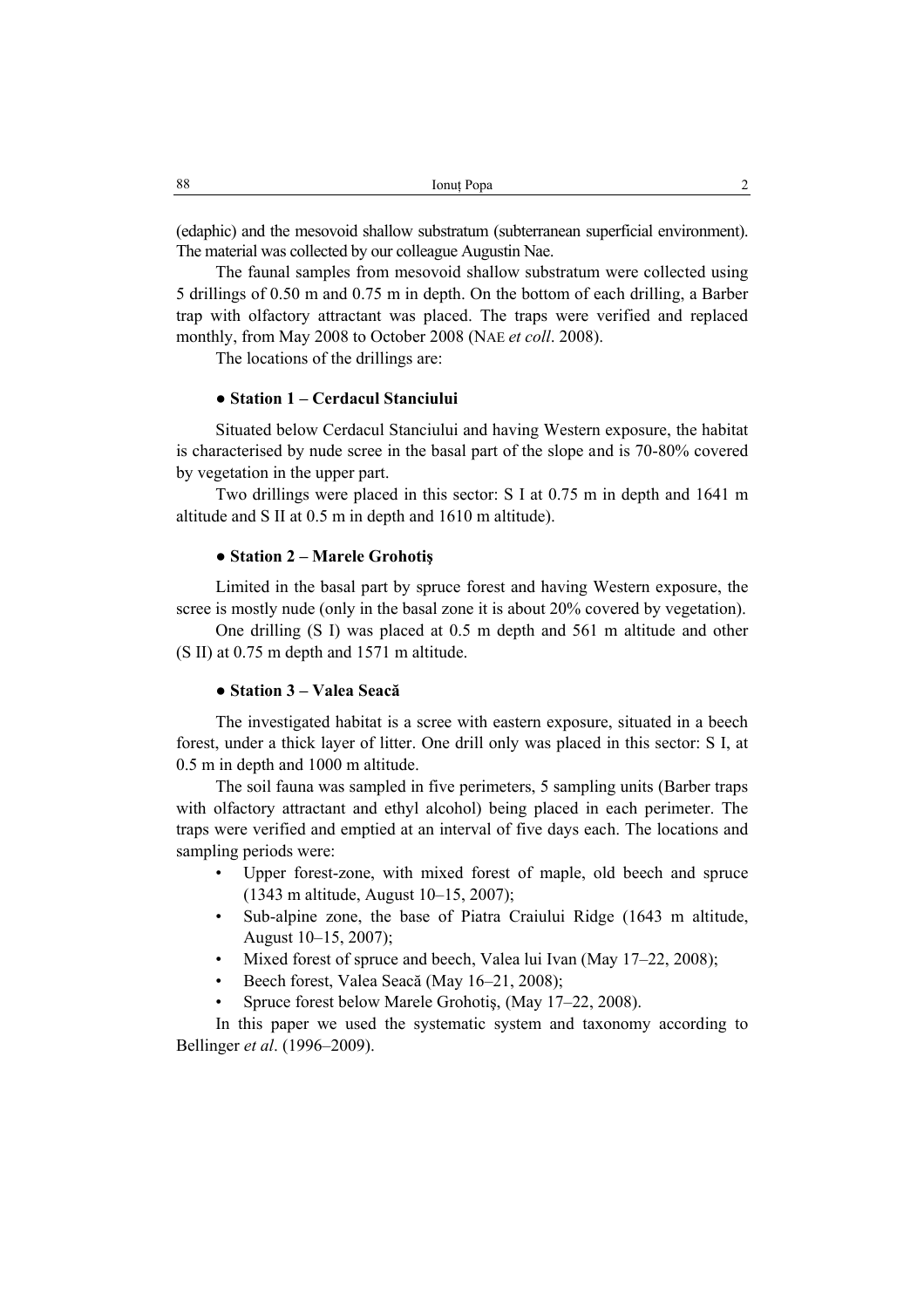(edaphic) and the mesovoid shallow substratum (subterranean superficial environment). The material was collected by our colleague Augustin Nae.

The faunal samples from mesovoid shallow substratum were collected using 5 drillings of 0.50 m and 0.75 m in depth. On the bottom of each drilling, a Barber trap with olfactory attractant was placed. The traps were verified and replaced monthly, from May 2008 to October 2008 (NAE *et coll*. 2008).

The locations of the drillings are:

**● Station 1 – Cerdacul Stanciului**

Situated below Cerdacul Stanciului and having Western exposure, the habitat is characterised by nude scree in the basal part of the slope and is 70-80% covered by vegetation in the upper part.

Two drillings were placed in this sector: S I at 0.75 m in depth and 1641 m altitude and S II at 0.5 m in depth and 1610 m altitude).

**● Station 2 – Marele Grohotiş**

Limited in the basal part by spruce forest and having Western exposure, the scree is mostly nude (only in the basal zone it is about 20% covered by vegetation).

One drilling (S I) was placed at 0.5 m depth and 561 m altitude and other (S II) at 0.75 m depth and 1571 m altitude.

**● Station 3 – Valea Seacă**

The investigated habitat is a scree with eastern exposure, situated in a beech forest, under a thick layer of litter. One drill only was placed in this sector: S I, at 0.5 m in depth and 1000 m altitude.

The soil fauna was sampled in five perimeters, 5 sampling units (Barber traps with olfactory attractant and ethyl alcohol) being placed in each perimeter. The traps were verified and emptied at an interval of five days each. The locations and sampling periods were:

- Upper forest-zone, with mixed forest of maple, old beech and spruce (1343 m altitude, August 10–15, 2007);
- Sub-alpine zone, the base of Piatra Craiului Ridge (1643 m altitude, August 10–15, 2007);
- Mixed forest of spruce and beech, Valea lui Ivan (May 17–22, 2008);
- Beech forest, Valea Seacă (May 16–21, 2008);
- Spruce forest below Marele Grohotiş, (May 17–22, 2008).

In this paper we used the systematic system and taxonomy according to Bellinger *et al*. (1996–2009).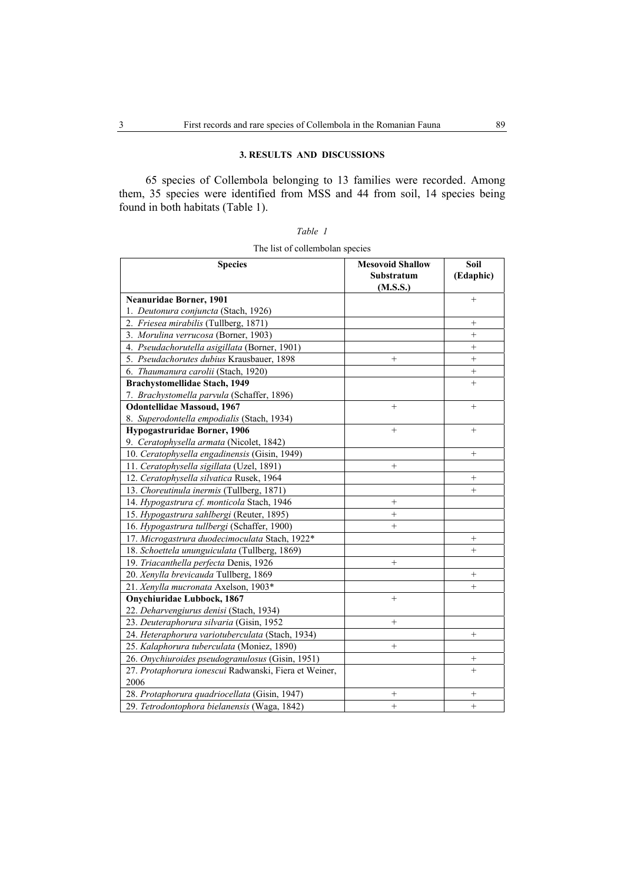## 3. RESULTS AND DISCUSSIONS

65 species of Collembola belonging to 13 families were recorded. Among them, 35 species were identified from MSS and 44 from soil, 14 species being found in both habitats (Table 1).

*Table 1*

The list of collembolan species

| Species | Mesovoid Shallow Substratum (M.S.S.) | Soil (Edaphic) |
|---|---|---|
| **Neanuridae Borner, 1901**<br>1. *Deutonura conjuncta* (Stach, 1926) | | + |
| 2. *Friesea mirabilis* (Tullberg, 1871) | | + |
| 3. *Morulina verrucosa* (Borner, 1903) | | + |
| 4. *Pseudachorutella asigillata* (Borner, 1901) | | + |
| 5. *Pseudachorutes dubius* Krausbauer, 1898 | + | + |
| 6. *Thaumanura carolii* (Stach, 1920) | | + |
| **Brachystomellidae Stach, 1949**<br>7. *Brachystomella parvula* (Schaffer, 1896) | | + |
| **Odontellidae Massoud, 1967**<br>8. *Superodontella empodialis* (Stach, 1934) | + | + |
| **Hypogastruridae Borner, 1906**<br>9. *Ceratophysella armata* (Nicolet, 1842) | + | + |
| 10. *Ceratophysella engadinensis* (Gisin, 1949) | | + |
| 11. *Ceratophysella sigillata* (Uzel, 1891) | + | |
| 12. *Ceratophysella silvatica* Rusek, 1964 | | + |
| 13. *Choreutinula inermis* (Tullberg, 1871) | | + |
| 14. *Hypogastrura cf. monticola* Stach, 1946 | + | |
| 15. *Hypogastrura sahlbergi* (Reuter, 1895) | + | |
| 16. *Hypogastrura tullbergi* (Schaffer, 1900) | + | |
| 17. *Microgastrura duodecimoculata* Stach, 1922* | | + |
| 18. *Schoettela ununguiculata* (Tullberg, 1869) | | + |
| 19. *Triacanthella perfecta* Denis, 1926 | + | |
| 20. *Xenylla brevicauda* Tullberg, 1869 | | + |
| 21. *Xenylla mucronata* Axelson, 1903* | | + |
| **Onychiuridae Lubbock, 1867**<br>22. *Deharvengiurus denisi* (Stach, 1934) | + | |
| 23. *Deuteraphorura silvaria* (Gisin, 1952 | + | |
| 24. *Heteraphorura variotuberculata* (Stach, 1934) | | + |
| 25. *Kalaphorura tuberculata* (Moniez, 1890) | + | |
| 26. *Onychiuroides pseudogranulosus* (Gisin, 1951) | | + |
| 27. *Protaphorura ionescui* Radwanski, Fiera et Weiner, 2006 | | + |
| 28. *Protaphorura quadriocellata* (Gisin, 1947) | + | + |
| 29. *Tetrodontophora bielanensis* (Waga, 1842) | + | + |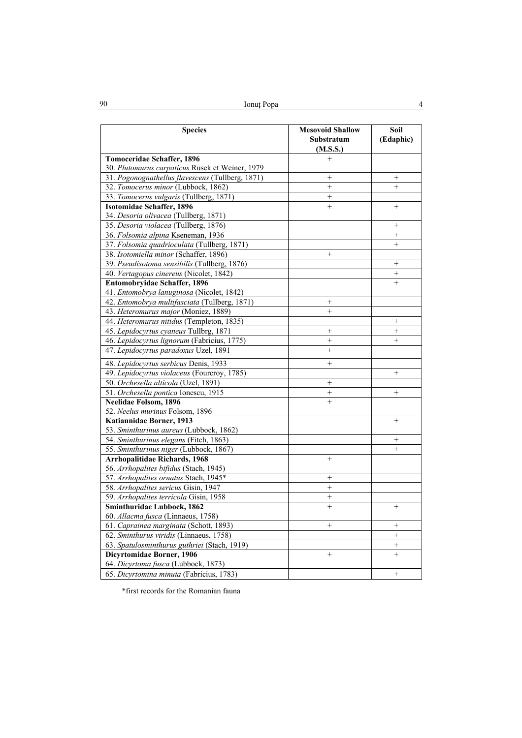| Species | Mesovoid Shallow Substratum (M.S.S.) | Soil (Edaphic) |
|---|---|---|
| **Tomoceridae Schaffer, 1896** | | |
| 30. *Plutomurus carpaticus* Rusek et Weiner, 1979 | + | |
| 31. *Pogonognathellus flavescens* (Tullberg, 1871) | + | + |
| 32. *Tomocerus minor* (Lubbock, 1862) | + | + |
| 33. *Tomocerus vulgaris* (Tullberg, 1871) | + | |
| **Isotomidae Schaffer, 1896** | | |
| 34. *Desoria olivacea* (Tullberg, 1871) | + | + |
| 35. *Desoria violacea* (Tullberg, 1876) | | + |
| 36. *Folsomia alpina* Kseneman, 1936 | | + |
| 37. *Folsomia quadrioculata* (Tullberg, 1871) | | + |
| 38. *Isotomiella minor* (Schaffer, 1896) | + | |
| 39. *Pseudisotoma sensibilis* (Tullberg, 1876) | | + |
| 40. *Vertagopus cinereus* (Nicolet, 1842) | | + |
| **Entomobryidae Schaffer, 1896** | | |
| 41. *Entomobrya lanuginosa* (Nicolet, 1842) | | + |
| 42. *Entomobrya multifasciata* (Tullberg, 1871) | + | |
| 43. *Heteromurus major* (Moniez, 1889) | + | |
| 44. *Heteromurus nitidus* (Templeton, 1835) | | + |
| 45. *Lepidocyrtus cyaneus* Tullbrg, 1871 | + | + |
| 46. *Lepidocyrtus lignorum* (Fabricius, 1775) | + | + |
| 47. *Lepidocyrtus paradoxus* Uzel, 1891 | + | |
| 48. *Lepidocyrtus serbicus* Denis, 1933 | + | |
| 49. *Lepidocyrtus violaceus* (Fourcroy, 1785) | | + |
| 50. *Orchesella alticola* (Uzel, 1891) | + | |
| 51. *Orchesella pontica* Ionescu, 1915 | + | + |
| **Neelidae Folsom, 1896** | | |
| 52. *Neelus murinus* Folsom, 1896 | + | |
| **Katiannidae Borner, 1913** | | |
| 53. *Sminthurinus aureus* (Lubbock, 1862) | | + |
| 54. *Sminthurinus elegans* (Fitch, 1863) | | + |
| 55. *Sminthurinus niger* (Lubbock, 1867) | | + |
| **Arrhopalitidae Richards, 1968** | | |
| 56. *Arrhopalites bifidus* (Stach, 1945) | + | |
| 57. *Arrhopalites ornatus* Stach, 1945* | + | |
| 58. *Arrhopalites sericus* Gisin, 1947 | + | |
| 59. *Arrhopalites terricola* Gisin, 1958 | + | |
| **Sminthuridae Lubbock, 1862** | | |
| 60. *Allacma fusca* (Linnaeus, 1758) | + | + |
| 61. *Caprainea marginata* (Schott, 1893) | + | + |
| 62. *Sminthurus viridis* (Linnaeus, 1758) | | + |
| 63. *Spatulosminthurus guthriei* (Stach, 1919) | | + |
| **Dicyrtomidae Borner, 1906** | | |
| 64. *Dicyrtoma fusca* (Lubbock, 1873) | + | + |
| 65. *Dicyrtomina minuta* (Fabricius, 1783) | | + |

*first records for the Romanian fauna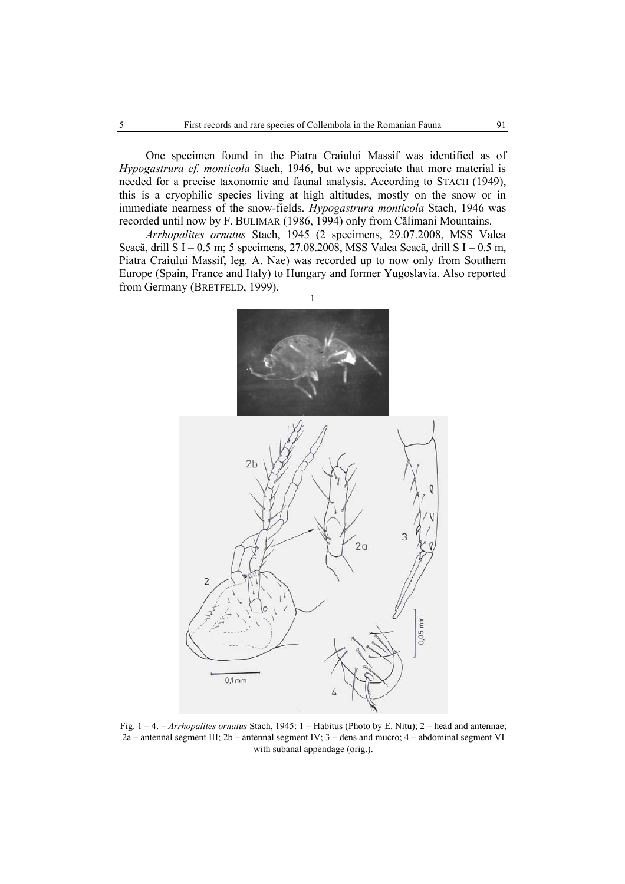One specimen found in the Piatra Craiului Massif was identified as of *Hypogastrura cf. monticola* Stach, 1946, but we appreciate that more material is needed for a precise taxonomic and faunal analysis. According to STACH (1949), this is a cryophilic species living at high altitudes, mostly on the snow or in immediate nearness of the snow-fields. *Hypogastrura monticola* Stach, 1946 was recorded until now by F. BULIMAR (1986, 1994) only from Călimani Mountains.

*Arrhopalites ornatus* Stach, 1945 (2 specimens, 29.07.2008, MSS Valea Seacă, drill S I – 0.5 m; 5 specimens, 27.08.2008, MSS Valea Seacă, drill S I – 0.5 m, Piatra Craiului Massif, leg. A. Nae) was recorded up to now only from Southern Europe (Spain, France and Italy) to Hungary and former Yugoslavia. Also reported from Germany (BRETFELD, 1999).

Fig. 1 – 4. – *Arrhopalites ornatus* Stach, 1945: 1 – Habitus (Photo by E. Nițu); 2 – head and antennae; 2a – antennal segment III; 2b – antennal segment IV; 3 – dens and mucro; 4 – abdominal segment VI with subanal appendage (orig.).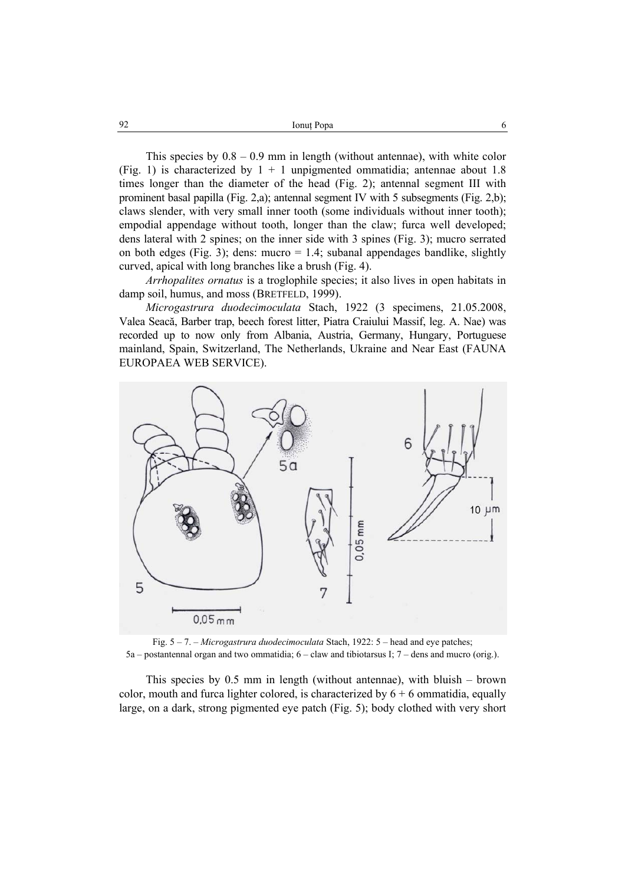This species by 0.8 – 0.9 mm in length (without antennae), with white color (Fig. 1) is characterized by 1 + 1 unpigmented ommatidia; antennae about 1.8 times longer than the diameter of the head (Fig. 2); antennal segment III with prominent basal papilla (Fig. 2,a); antennal segment IV with 5 subsegments (Fig. 2,b); claws slender, with very small inner tooth (some individuals without inner tooth); empodial appendage without tooth, longer than the claw; furca well developed; dens lateral with 2 spines; on the inner side with 3 spines (Fig. 3); mucro serrated on both edges (Fig. 3); dens: mucro = 1.4; subanal appendages bandlike, slightly curved, apical with long branches like a brush (Fig. 4).

*Arrhopalites ornatus* is a troglophile species; it also lives in open habitats in damp soil, humus, and moss (BRETFELD, 1999).

*Microgastrura duodecimoculata* Stach, 1922 (3 specimens, 21.05.2008, Valea Seacă, Barber trap, beech forest litter, Piatra Craiului Massif, leg. A. Nae) was recorded up to now only from Albania, Austria, Germany, Hungary, Portuguese mainland, Spain, Switzerland, The Netherlands, Ukraine and Near East (FAUNA EUROPAEA WEB SERVICE).

Fig. 5 – 7. – *Microgastrura duodecimoculata* Stach, 1922: 5 – head and eye patches; 5a – postantennal organ and two ommatidia; 6 – claw and tibiotarsus I; 7 – dens and mucro (orig.).

This species by 0.5 mm in length (without antennae), with bluish – brown color, mouth and furca lighter colored, is characterized by 6 + 6 ommatidia, equally large, on a dark, strong pigmented eye patch (Fig. 5); body clothed with very short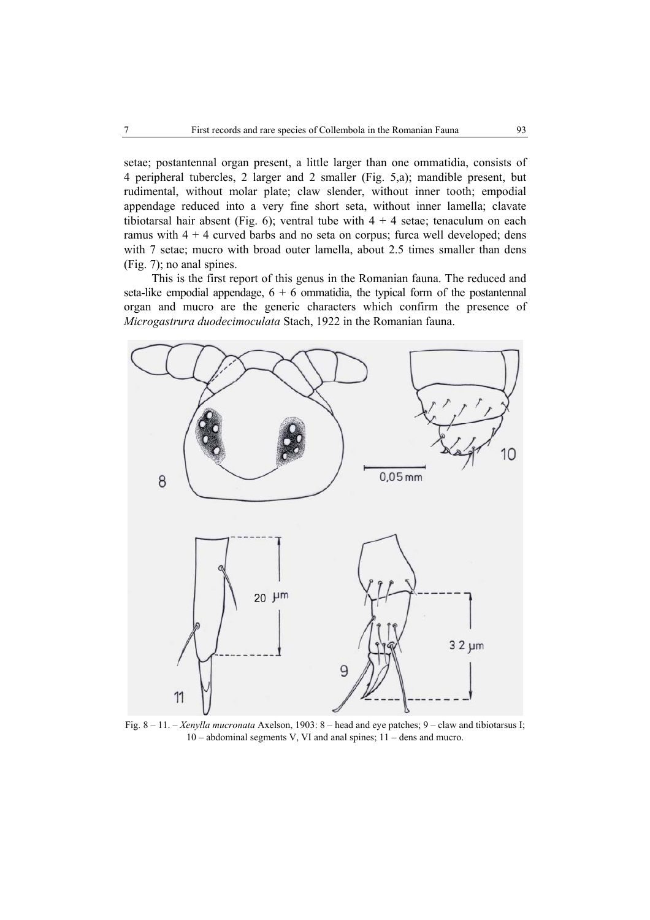setae; postantennal organ present, a little larger than one ommatidia, consists of 4 peripheral tubercles, 2 larger and 2 smaller (Fig. 5,a); mandible present, but rudimental, without molar plate; claw slender, without inner tooth; empodial appendage reduced into a very fine short seta, without inner lamella; clavate tibiotarsal hair absent (Fig. 6); ventral tube with 4 + 4 setae; tenaculum on each ramus with 4 + 4 curved barbs and no seta on corpus; furca well developed; dens with 7 setae; mucro with broad outer lamella, about 2.5 times smaller than dens (Fig. 7); no anal spines.

This is the first report of this genus in the Romanian fauna. The reduced and seta-like empodial appendage, 6 + 6 ommatidia, the typical form of the postantennal organ and mucro are the generic characters which confirm the presence of *Microgastrura duodecimoculata* Stach, 1922 in the Romanian fauna.

Fig. 8 – 11. – *Xenylla mucronata* Axelson, 1903: 8 – head and eye patches; 9 – claw and tibiotarsus I; 10 – abdominal segments V, VI and anal spines; 11 – dens and mucro.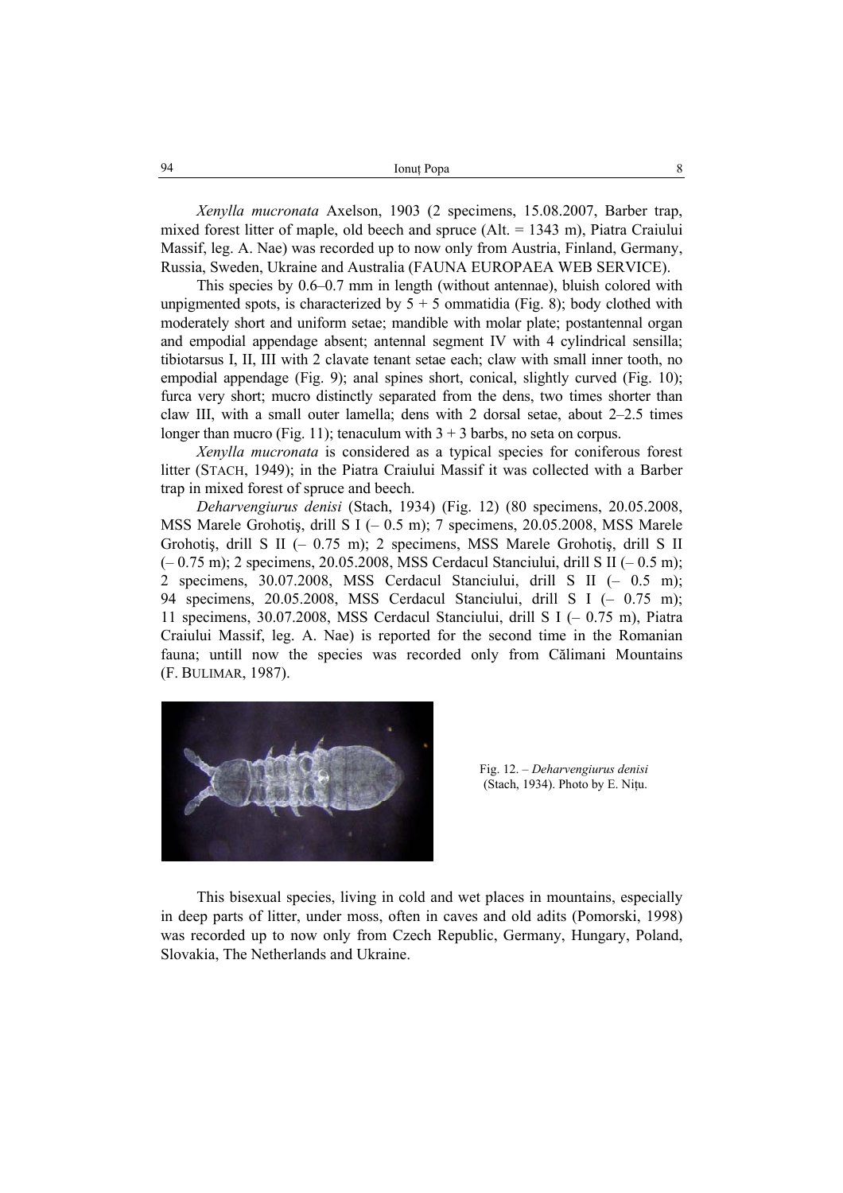*Xenylla mucronata* Axelson, 1903 (2 specimens, 15.08.2007, Barber trap, mixed forest litter of maple, old beech and spruce (Alt. = 1343 m), Piatra Craiului Massif, leg. A. Nae) was recorded up to now only from Austria, Finland, Germany, Russia, Sweden, Ukraine and Australia (FAUNA EUROPAEA WEB SERVICE).

This species by 0.6–0.7 mm in length (without antennae), bluish colored with unpigmented spots, is characterized by 5 + 5 ommatidia (Fig. 8); body clothed with moderately short and uniform setae; mandible with molar plate; postantennal organ and empodial appendage absent; antennal segment IV with 4 cylindrical sensilla; tibiotarsus I, II, III with 2 clavate tenant setae each; claw with small inner tooth, no empodial appendage (Fig. 9); anal spines short, conical, slightly curved (Fig. 10); furca very short; mucro distinctly separated from the dens, two times shorter than claw III, with a small outer lamella; dens with 2 dorsal setae, about 2–2.5 times longer than mucro (Fig. 11); tenaculum with 3 + 3 barbs, no seta on corpus.

*Xenylla mucronata* is considered as a typical species for coniferous forest litter (STACH, 1949); in the Piatra Craiului Massif it was collected with a Barber trap in mixed forest of spruce and beech.

*Deharvengiurus denisi* (Stach, 1934) (Fig. 12) (80 specimens, 20.05.2008, MSS Marele Grohotiş, drill S I (– 0.5 m); 7 specimens, 20.05.2008, MSS Marele Grohotiş, drill S II (– 0.75 m); 2 specimens, MSS Marele Grohotiş, drill S II (– 0.75 m); 2 specimens, 20.05.2008, MSS Cerdacul Stanciului, drill S II (– 0.5 m); 2 specimens, 30.07.2008, MSS Cerdacul Stanciului, drill S II (– 0.5 m); 94 specimens, 20.05.2008, MSS Cerdacul Stanciului, drill S I (– 0.75 m); 11 specimens, 30.07.2008, MSS Cerdacul Stanciului, drill S I (– 0.75 m), Piatra Craiului Massif, leg. A. Nae) is reported for the second time in the Romanian fauna; untill now the species was recorded only from Călimani Mountains (F. BULIMAR, 1987).

Fig. 12. – *Deharvengiurus denisi* (Stach, 1934). Photo by E. Niţu.

This bisexual species, living in cold and wet places in mountains, especially in deep parts of litter, under moss, often in caves and old adits (Pomorski, 1998) was recorded up to now only from Czech Republic, Germany, Hungary, Poland, Slovakia, The Netherlands and Ukraine.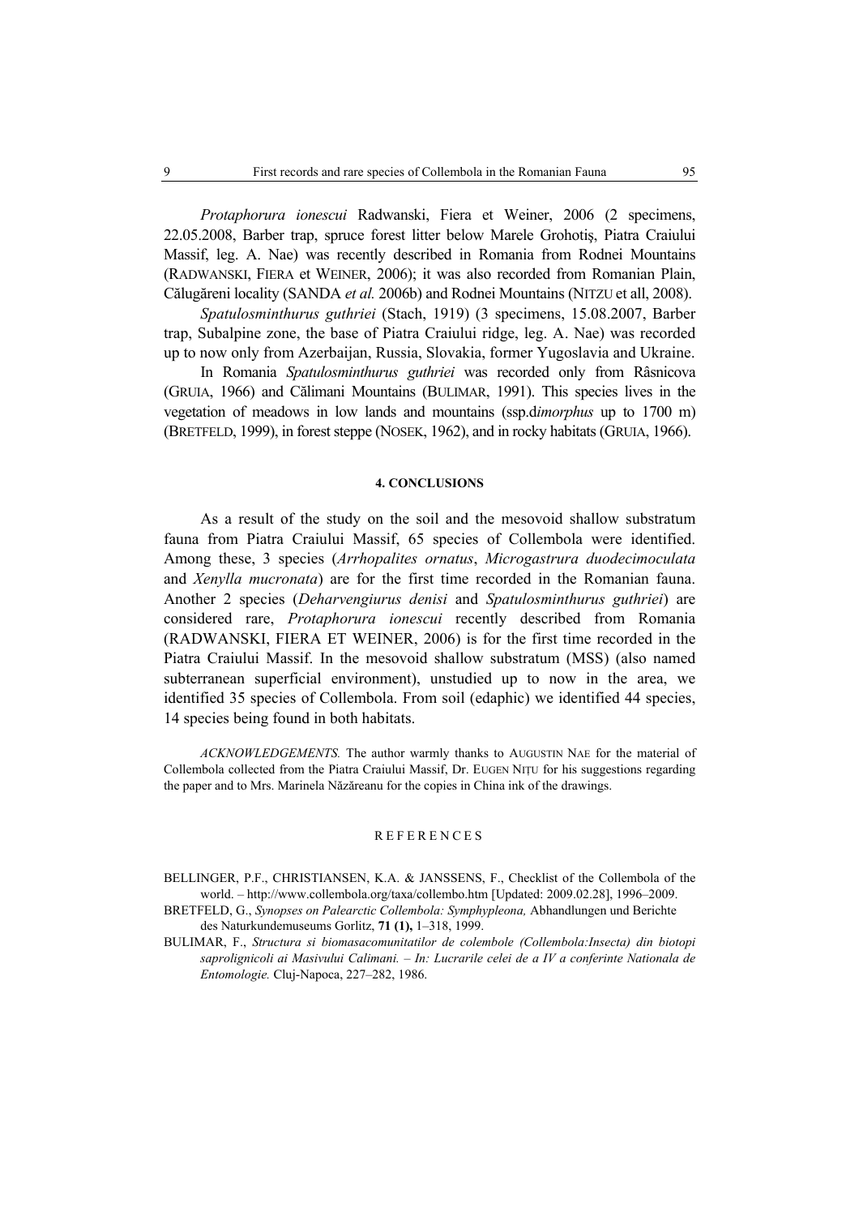*Protaphorura ionescui* Radwanski, Fiera et Weiner, 2006 (2 specimens, 22.05.2008, Barber trap, spruce forest litter below Marele Grohotiş, Piatra Craiului Massif, leg. A. Nae) was recently described in Romania from Rodnei Mountains (RADWANSKI, FIERA et WEINER, 2006); it was also recorded from Romanian Plain, Călugăreni locality (SANDA *et al.* 2006b) and Rodnei Mountains (NITZU et all, 2008).

*Spatulosminthurus guthriei* (Stach, 1919) (3 specimens, 15.08.2007, Barber trap, Subalpine zone, the base of Piatra Craiului ridge, leg. A. Nae) was recorded up to now only from Azerbaijan, Russia, Slovakia, former Yugoslavia and Ukraine.

In Romania *Spatulosminthurus guthriei* was recorded only from Râsnicova (GRUIA, 1966) and Călimani Mountains (BULIMAR, 1991). This species lives in the vegetation of meadows in low lands and mountains (ssp.d*imorphus* up to 1700 m) (BRETFELD, 1999), in forest steppe (NOSEK, 1962), and in rocky habitats (GRUIA, 1966).

## 4. CONCLUSIONS

As a result of the study on the soil and the mesovoid shallow substratum fauna from Piatra Craiului Massif, 65 species of Collembola were identified. Among these, 3 species (*Arrhopalites ornatus*, *Microgastrura duodecimoculata* and *Xenylla mucronata*) are for the first time recorded in the Romanian fauna. Another 2 species (*Deharvengiurus denisi* and *Spatulosminthurus guthriei*) are considered rare, *Protaphorura ionescui* recently described from Romania (RADWANSKI, FIERA ET WEINER, 2006) is for the first time recorded in the Piatra Craiului Massif. In the mesovoid shallow substratum (MSS) (also named subterranean superficial environment), unstudied up to now in the area, we identified 35 species of Collembola. From soil (edaphic) we identified 44 species, 14 species being found in both habitats.

*ACKNOWLEDGEMENTS.* The author warmly thanks to AUGUSTIN NAE for the material of Collembola collected from the Piatra Craiului Massif, Dr. EUGEN NIȚU for his suggestions regarding the paper and to Mrs. Marinela Năzăreanu for the copies in China ink of the drawings.

## REFERENCES

BELLINGER, P.F., CHRISTIANSEN, K.A. & JANSSENS, F., Checklist of the Collembola of the world. – http://www.collembola.org/taxa/collembo.htm [Updated: 2009.02.28], 1996–2009.

BRETFELD, G., *Synopses on Palearctic Collembola: Symphypleona,* Abhandlungen und Berichte des Naturkundemuseums Gorlitz, **71 (1),** 1–318, 1999.

BULIMAR, F., *Structura si biomasacomunitatilor de colembole (Collembola:Insecta) din biotopi saprolignicoli ai Masivului Calimani. – In: Lucrarile celei de a IV a conferinte Nationala de Entomologie.* Cluj-Napoca, 227–282, 1986.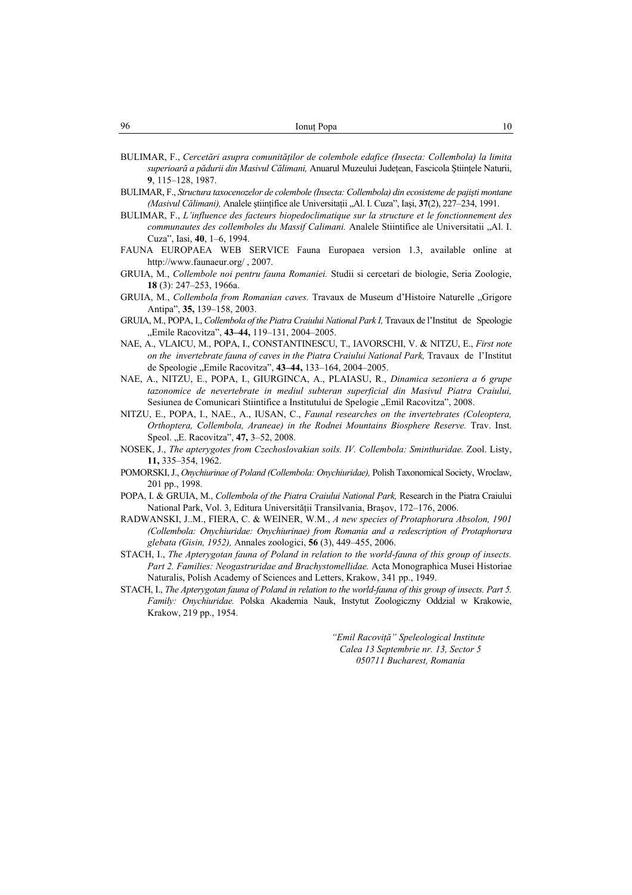BULIMAR, F., *Cercetări asupra comunităților de colembole edafice (Insecta: Collembola) la limita superioară a pădurii din Masivul Călimani,* Anuarul Muzeului Județean, Fascicola Științele Naturii, **9**, 115–128, 1987.

BULIMAR, F., *Structura taxocenozelor de colembole (Insecta: Collembola) din ecosisteme de pajiști montane (Masivul Călimani),* Analele științifice ale Universitații „Al. I. Cuza", Iași, **37**(2), 227–234, 1991.

BULIMAR, F., *L'influence des facteurs biopedoclimatique sur la structure et le fonctionnement des communautes des collemboles du Massif Calimani.* Analele Stiintifice ale Universitatii „Al. I. Cuza", Iasi, **40**, 1–6, 1994.

FAUNA EUROPAEA WEB SERVICE Fauna Europaea version 1.3, available online at http://www.faunaeur.org/ , 2007.

GRUIA, M., *Collembole noi pentru fauna Romaniei.* Studii si cercetari de biologie, Seria Zoologie, **18** (3): 247–253, 1966a.

GRUIA, M., *Collembola from Romanian caves.* Travaux de Museum d'Histoire Naturelle „Grigore Antipa", **35,** 139–158, 2003.

GRUIA, M., POPA, I., *Collembola of the Piatra Craiului National Park I,* Travaux de l'Institut de Speologie „Emile Racovitza", **43–44,** 119–131, 2004–2005.

NAE, A., VLAICU, M., POPA, I., CONSTANTINESCU, T., IAVORSCHI, V. & NITZU, E., *First note on the invertebrate fauna of caves in the Piatra Craiului National Park,* Travaux de l'Institut de Speologie „Emile Racovitza", **43–44,** 133–164, 2004–2005.

NAE, A., NITZU, E., POPA, I., GIURGINCA, A., PLAIASU, R., *Dinamica sezoniera a 6 grupe tazonomice de nevertebrate in mediul subteran superficial din Masivul Piatra Craiului,* Sesiunea de Comunicari Stiintifice a Institutului de Spelogie „Emil Racovitza", 2008.

NITZU, E., POPA, I., NAE., A., IUSAN, C., *Faunal researches on the invertebrates (Coleoptera, Orthoptera, Collembola, Araneae) in the Rodnei Mountains Biosphere Reserve.* Trav. Inst. Speol. „E. Racovitza", **47,** 3–52, 2008.

NOSEK, J., *The apterygotes from Czechoslovakian soils. IV. Collembola: Sminthuridae.* Zool. Listy, **11,** 335–354, 1962.

POMORSKI, J., *Onychiurinae of Poland (Collembola: Onychiuridae),* Polish Taxonomical Society, Wroclaw, 201 pp., 1998.

POPA, I. & GRUIA, M., *Collembola of the Piatra Craiului National Park,* Research in the Piatra Craiului National Park, Vol. 3, Editura Universității Transilvania, Brașov, 172–176, 2006.

RADWANSKI, J..M., FIERA, C. & WEINER, W.M., *A new species of Protaphorura Absolon, 1901 (Collembola: Onychiuridae: Onychiurinae) from Romania and a redescription of Protaphorura glebata (Gisin, 1952),* Annales zoologici, **56** (3), 449–455, 2006.

STACH, I., *The Apterygotan fauna of Poland in relation to the world-fauna of this group of insects. Part 2. Families: Neogastruridae and Brachystomellidae.* Acta Monographica Musei Historiae Naturalis, Polish Academy of Sciences and Letters, Krakow, 341 pp., 1949.

STACH, I., *The Apterygotan fauna of Poland in relation to the world-fauna of this group of insects. Part 5. Family: Onychiuridae.* Polska Akademia Nauk, Instytut Zoologiczny Oddzial w Krakowie, Krakow, 219 pp., 1954.

*"Emil Racoviță" Speleological Institute*
*Calea 13 Septembrie nr. 13, Sector 5*
*050711 Bucharest, Romania*